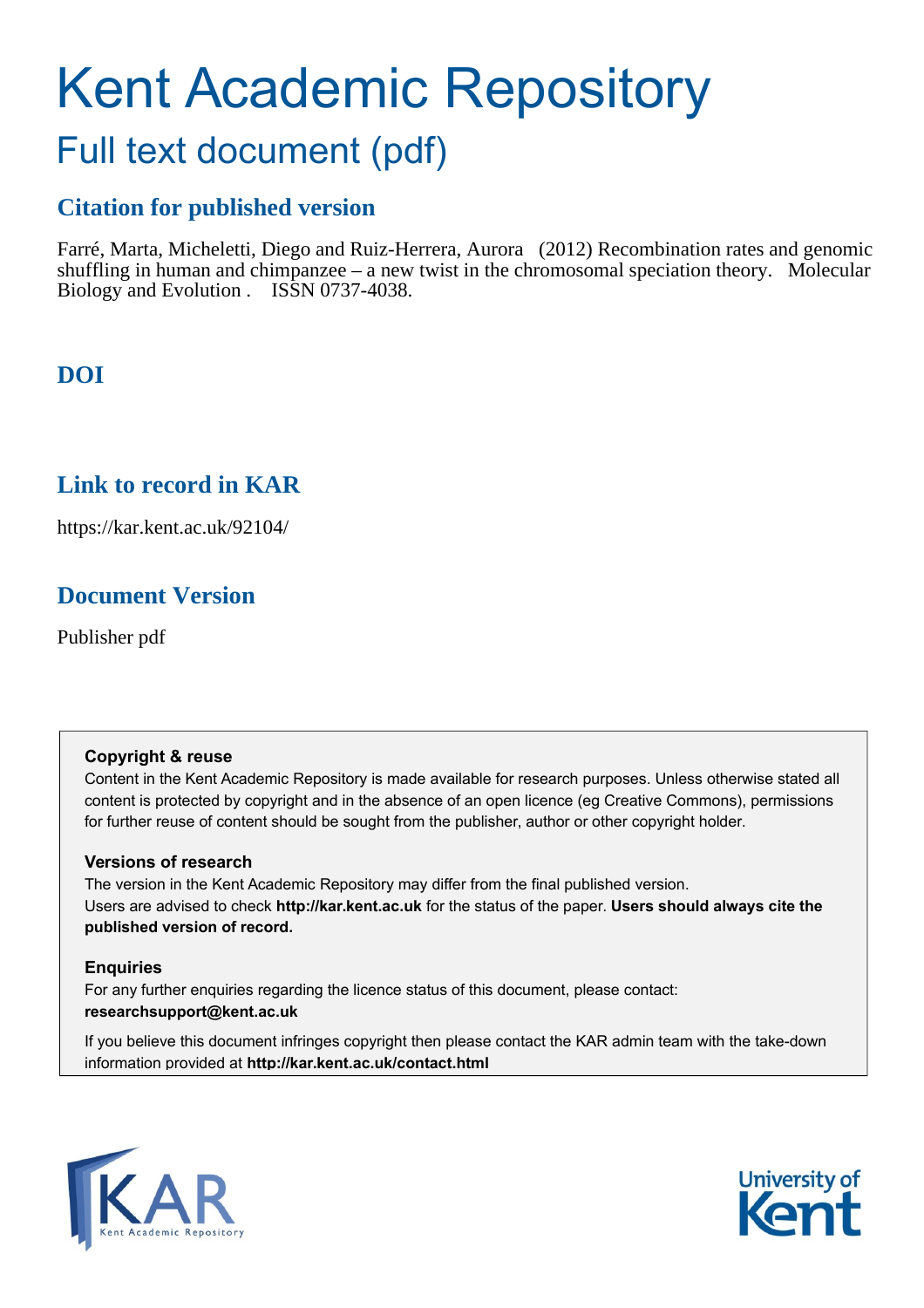# Kent Academic Repository

## Full text document (pdf)

### Citation for published version

Farré, Marta, Micheletti, Diego and Ruiz-Herrera, Aurora (2012) Recombination rates and genomic shuffling in human and chimpanzee – a new twist in the chromosomal speciation theory. Molecular Biology and Evolution . ISSN 0737-4038.

### DOI

### Link to record in KAR

https://kar.kent.ac.uk/92104/

### Document Version

Publisher pdf

**Copyright & reuse**

Content in the Kent Academic Repository is made available for research purposes. Unless otherwise stated all content is protected by copyright and in the absence of an open licence (eg Creative Commons), permissions for further reuse of content should be sought from the publisher, author or other copyright holder.

**Versions of research**

The version in the Kent Academic Repository may differ from the final published version. Users are advised to check **http://kar.kent.ac.uk** for the status of the paper. **Users should always cite the published version of record.**

**Enquiries**

For any further enquiries regarding the licence status of this document, please contact: **researchsupport@kent.ac.uk**

If you believe this document infringes copyright then please contact the KAR admin team with the take-down information provided at **http://kar.kent.ac.uk/contact.html**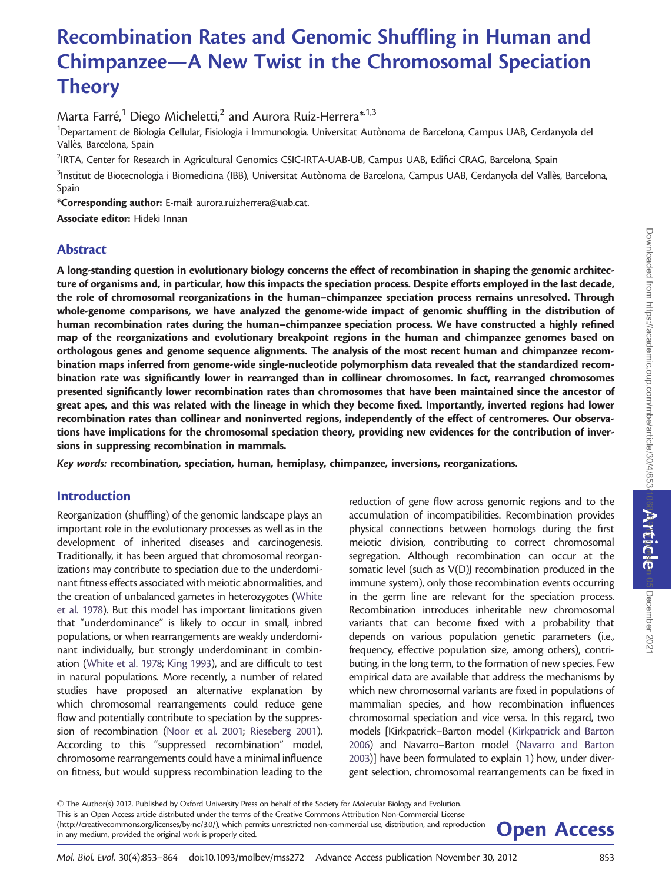# Recombination Rates and Genomic Shuffling in Human and Chimpanzee—A New Twist in the Chromosomal Speciation Theory

Marta Farré,[1] Diego Micheletti,[2] and Aurora Ruiz-Herrera*[1,3]

[1]Departament de Biologia Cellular, Fisiologia i Immunologia. Universitat Autònoma de Barcelona, Campus UAB, Cerdanyola del Vallès, Barcelona, Spain

[2]IRTA, Center for Research in Agricultural Genomics CSIC-IRTA-UAB-UB, Campus UAB, Edifici CRAG, Barcelona, Spain

[3]Institut de Biotecnologia i Biomedicina (IBB), Universitat Autònoma de Barcelona, Campus UAB, Cerdanyola del Vallès, Barcelona, Spain

**\*Corresponding author:** E-mail: aurora.ruizherrera@uab.cat.

**Associate editor:** Hideki Innan

## Abstract

**A long-standing question in evolutionary biology concerns the effect of recombination in shaping the genomic architecture of organisms and, in particular, how this impacts the speciation process. Despite efforts employed in the last decade, the role of chromosomal reorganizations in the human–chimpanzee speciation process remains unresolved. Through whole-genome comparisons, we have analyzed the genome-wide impact of genomic shuffling in the distribution of human recombination rates during the human–chimpanzee speciation process. We have constructed a highly refined map of the reorganizations and evolutionary breakpoint regions in the human and chimpanzee genomes based on orthologous genes and genome sequence alignments. The analysis of the most recent human and chimpanzee recombination maps inferred from genome-wide single-nucleotide polymorphism data revealed that the standardized recombination rate was significantly lower in rearranged than in collinear chromosomes. In fact, rearranged chromosomes presented significantly lower recombination rates than chromosomes that have been maintained since the ancestor of great apes, and this was related with the lineage in which they become fixed. Importantly, inverted regions had lower recombination rates than collinear and noninverted regions, independently of the effect of centromeres. Our observations have implications for the chromosomal speciation theory, providing new evidences for the contribution of inversions in suppressing recombination in mammals.**

*Key words:* **recombination, speciation, human, hemiplasy, chimpanzee, inversions, reorganizations.**

## Introduction

Reorganization (shuffling) of the genomic landscape plays an important role in the evolutionary processes as well as in the development of inherited diseases and carcinogenesis. Traditionally, it has been argued that chromosomal reorganizations may contribute to speciation due to the underdominant fitness effects associated with meiotic abnormalities, and the creation of unbalanced gametes in heterozygotes (White et al. 1978). But this model has important limitations given that "underdominance" is likely to occur in small, inbred populations, or when rearrangements are weakly underdominant individually, but strongly underdominant in combination (White et al. 1978; King 1993), and are difficult to test in natural populations. More recently, a number of related studies have proposed an alternative explanation by which chromosomal rearrangements could reduce gene flow and potentially contribute to speciation by the suppression of recombination (Noor et al. 2001; Rieseberg 2001). According to this "suppressed recombination" model, chromosome rearrangements could have a minimal influence on fitness, but would suppress recombination leading to the reduction of gene flow across genomic regions and to the accumulation of incompatibilities. Recombination provides physical connections between homologs during the first meiotic division, contributing to correct chromosomal segregation. Although recombination can occur at the somatic level (such as V(D)J recombination produced in the immune system), only those recombination events occurring in the germ line are relevant for the speciation process. Recombination introduces inheritable new chromosomal variants that can become fixed with a probability that depends on various population genetic parameters (i.e., frequency, effective population size, among others), contributing, in the long term, to the formation of new species. Few empirical data are available that address the mechanisms by which new chromosomal variants are fixed in populations of mammalian species, and how recombination influences chromosomal speciation and vice versa. In this regard, two models [Kirkpatrick–Barton model (Kirkpatrick and Barton 2006) and Navarro–Barton model (Navarro and Barton 2003)] have been formulated to explain 1) how, under divergent selection, chromosomal rearrangements can be fixed in

© The Author(s) 2012. Published by Oxford University Press on behalf of the Society for Molecular Biology and Evolution. This is an Open Access article distributed under the terms of the Creative Commons Attribution Non-Commercial License (http://creativecommons.org/licenses/by-nc/3.0/), which permits unrestricted non-commercial use, distribution, and reproduction in any medium, provided the original work is properly cited.

**Open Access**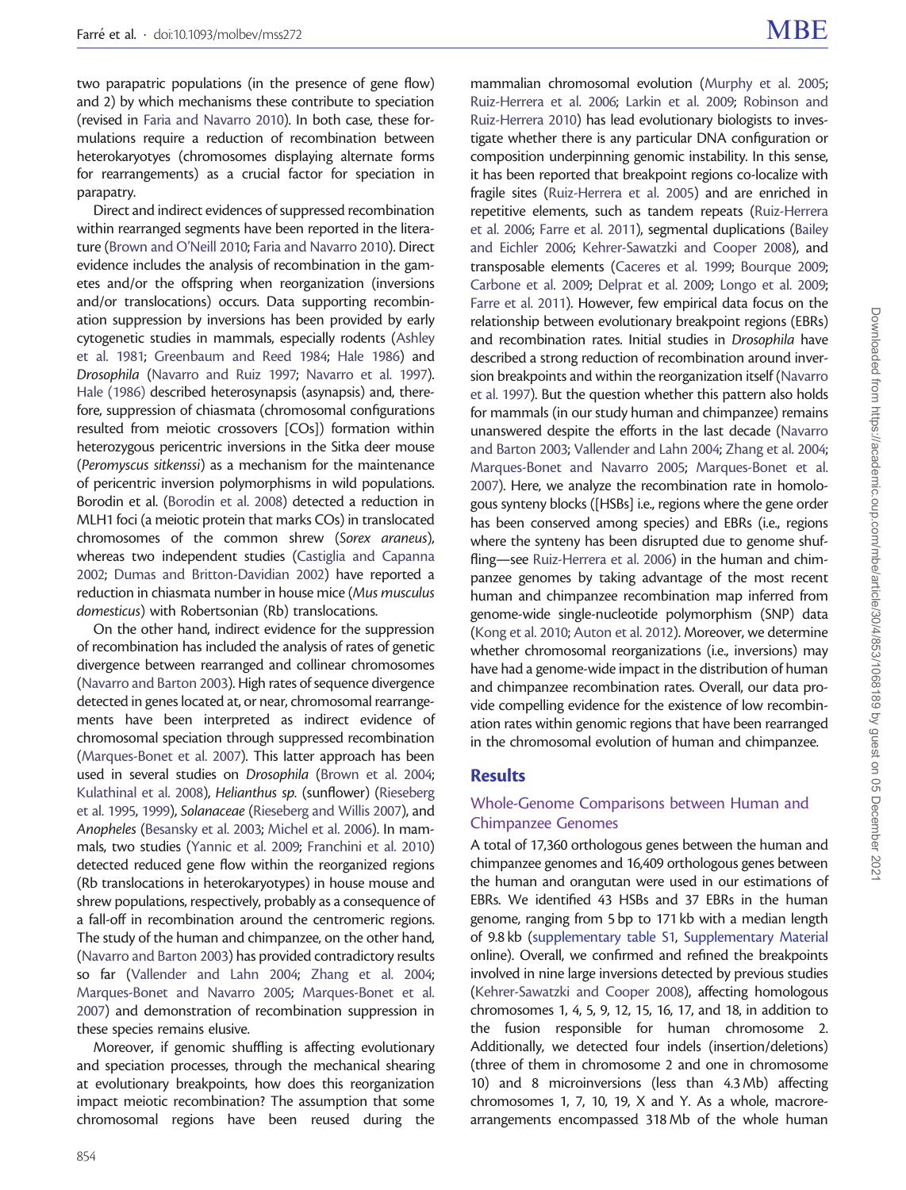two parapatric populations (in the presence of gene flow) and 2) by which mechanisms these contribute to speciation (revised in Faria and Navarro 2010). In both case, these formulations require a reduction of recombination between heterokaryotyes (chromosomes displaying alternate forms for rearrangements) as a crucial factor for speciation in parapatry.

Direct and indirect evidences of suppressed recombination within rearranged segments have been reported in the literature (Brown and O'Neill 2010; Faria and Navarro 2010). Direct evidence includes the analysis of recombination in the gametes and/or the offspring when reorganization (inversions and/or translocations) occurs. Data supporting recombination suppression by inversions has been provided by early cytogenetic studies in mammals, especially rodents (Ashley et al. 1981; Greenbaum and Reed 1984; Hale 1986) and *Drosophila* (Navarro and Ruiz 1997; Navarro et al. 1997). Hale (1986) described heterosynapsis (asynapsis) and, therefore, suppression of chiasmata (chromosomal configurations resulted from meiotic crossovers [COs]) formation within heterozygous pericentric inversions in the Sitka deer mouse (*Peromyscus sitkenssi*) as a mechanism for the maintenance of pericentric inversion polymorphisms in wild populations. Borodin et al. (Borodin et al. 2008) detected a reduction in MLH1 foci (a meiotic protein that marks COs) in translocated chromosomes of the common shrew (*Sorex araneus*), whereas two independent studies (Castiglia and Capanna 2002; Dumas and Britton-Davidian 2002) have reported a reduction in chiasmata number in house mice (*Mus musculus domesticus*) with Robertsonian (Rb) translocations.

On the other hand, indirect evidence for the suppression of recombination has included the analysis of rates of genetic divergence between rearranged and collinear chromosomes (Navarro and Barton 2003). High rates of sequence divergence detected in genes located at, or near, chromosomal rearrangements have been interpreted as indirect evidence of chromosomal speciation through suppressed recombination (Marques-Bonet et al. 2007). This latter approach has been used in several studies on *Drosophila* (Brown et al. 2004; Kulathinal et al. 2008), *Helianthus sp.* (sunflower) (Rieseberg et al. 1995, 1999), *Solanaceae* (Rieseberg and Willis 2007), and *Anopheles* (Besansky et al. 2003; Michel et al. 2006). In mammals, two studies (Yannic et al. 2009; Franchini et al. 2010) detected reduced gene flow within the reorganized regions (Rb translocations in heterokaryotypes) in house mouse and shrew populations, respectively, probably as a consequence of a fall-off in recombination around the centromeric regions. The study of the human and chimpanzee, on the other hand, (Navarro and Barton 2003) has provided contradictory results so far (Vallender and Lahn 2004; Zhang et al. 2004; Marques-Bonet and Navarro 2005; Marques-Bonet et al. 2007) and demonstration of recombination suppression in these species remains elusive.

Moreover, if genomic shuffling is affecting evolutionary and speciation processes, through the mechanical shearing at evolutionary breakpoints, how does this reorganization impact meiotic recombination? The assumption that some chromosomal regions have been reused during the mammalian chromosomal evolution (Murphy et al. 2005; Ruiz-Herrera et al. 2006; Larkin et al. 2009; Robinson and Ruiz-Herrera 2010) has lead evolutionary biologists to investigate whether there is any particular DNA configuration or composition underpinning genomic instability. In this sense, it has been reported that breakpoint regions co-localize with fragile sites (Ruiz-Herrera et al. 2005) and are enriched in repetitive elements, such as tandem repeats (Ruiz-Herrera et al. 2006; Farre et al. 2011), segmental duplications (Bailey and Eichler 2006; Kehrer-Sawatzki and Cooper 2008), and transposable elements (Caceres et al. 1999; Bourque 2009; Carbone et al. 2009; Delprat et al. 2009; Longo et al. 2009; Farre et al. 2011). However, few empirical data focus on the relationship between evolutionary breakpoint regions (EBRs) and recombination rates. Initial studies in *Drosophila* have described a strong reduction of recombination around inversion breakpoints and within the reorganization itself (Navarro et al. 1997). But the question whether this pattern also holds for mammals (in our study human and chimpanzee) remains unanswered despite the efforts in the last decade (Navarro and Barton 2003; Vallender and Lahn 2004; Zhang et al. 2004; Marques-Bonet and Navarro 2005; Marques-Bonet et al. 2007). Here, we analyze the recombination rate in homologous synteny blocks ([HSBs] i.e., regions where the gene order has been conserved among species) and EBRs (i.e., regions where the synteny has been disrupted due to genome shuffling—see Ruiz-Herrera et al. 2006) in the human and chimpanzee genomes by taking advantage of the most recent human and chimpanzee recombination map inferred from genome-wide single-nucleotide polymorphism (SNP) data (Kong et al. 2010; Auton et al. 2012). Moreover, we determine whether chromosomal reorganizations (i.e., inversions) may have had a genome-wide impact in the distribution of human and chimpanzee recombination rates. Overall, our data provide compelling evidence for the existence of low recombination rates within genomic regions that have been rearranged in the chromosomal evolution of human and chimpanzee.

## Results

### Whole-Genome Comparisons between Human and Chimpanzee Genomes

A total of 17,360 orthologous genes between the human and chimpanzee genomes and 16,409 orthologous genes between the human and orangutan were used in our estimations of EBRs. We identified 43 HSBs and 37 EBRs in the human genome, ranging from 5 bp to 171 kb with a median length of 9.8 kb (supplementary table S1, Supplementary Material online). Overall, we confirmed and refined the breakpoints involved in nine large inversions detected by previous studies (Kehrer-Sawatzki and Cooper 2008), affecting homologous chromosomes 1, 4, 5, 9, 12, 15, 16, 17, and 18, in addition to the fusion responsible for human chromosome 2. Additionally, we detected four indels (insertion/deletions) (three of them in chromosome 2 and one in chromosome 10) and 8 microinversions (less than 4.3 Mb) affecting chromosomes 1, 7, 10, 19, X and Y. As a whole, macrorearrangements encompassed 318 Mb of the whole human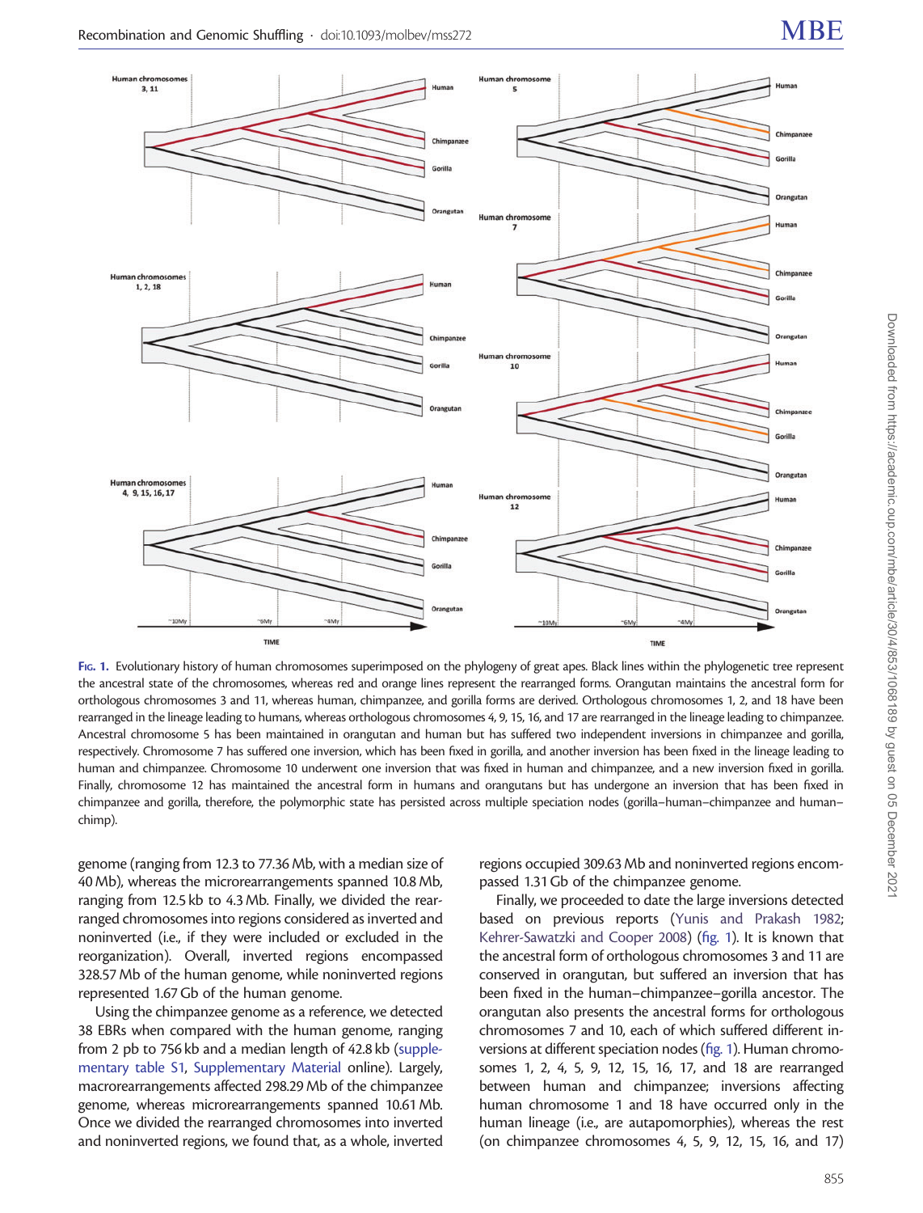FIG. 1. Evolutionary history of human chromosomes superimposed on the phylogeny of great apes. Black lines within the phylogenetic tree represent the ancestral state of the chromosomes, whereas red and orange lines represent the rearranged forms. Orangutan maintains the ancestral form for orthologous chromosomes 3 and 11, whereas human, chimpanzee, and gorilla forms are derived. Orthologous chromosomes 1, 2, and 18 have been rearranged in the lineage leading to humans, whereas orthologous chromosomes 4, 9, 15, 16, and 17 are rearranged in the lineage leading to chimpanzee. Ancestral chromosome 5 has been maintained in orangutan and human but has suffered two independent inversions in chimpanzee and gorilla, respectively. Chromosome 7 has suffered one inversion, which has been fixed in gorilla, and another inversion has been fixed in the lineage leading to human and chimpanzee. Chromosome 10 underwent one inversion that was fixed in human and chimpanzee, and a new inversion fixed in gorilla. Finally, chromosome 12 has maintained the ancestral form in humans and orangutans but has undergone an inversion that has been fixed in chimpanzee and gorilla, therefore, the polymorphic state has persisted across multiple speciation nodes (gorilla–human–chimpanzee and human–chimp).

genome (ranging from 12.3 to 77.36 Mb, with a median size of 40 Mb), whereas the microrearrangements spanned 10.8 Mb, ranging from 12.5 kb to 4.3 Mb. Finally, we divided the rearranged chromosomes into regions considered as inverted and noninverted (i.e., if they were included or excluded in the reorganization). Overall, inverted regions encompassed 328.57 Mb of the human genome, while noninverted regions represented 1.67 Gb of the human genome.

Using the chimpanzee genome as a reference, we detected 38 EBRs when compared with the human genome, ranging from 2 pb to 756 kb and a median length of 42.8 kb (supplementary table S1, Supplementary Material online). Largely, macrorearrangements affected 298.29 Mb of the chimpanzee genome, whereas microrearrangements spanned 10.61 Mb. Once we divided the rearranged chromosomes into inverted and noninverted regions, we found that, as a whole, inverted regions occupied 309.63 Mb and noninverted regions encompassed 1.31 Gb of the chimpanzee genome.

Finally, we proceeded to date the large inversions detected based on previous reports (Yunis and Prakash 1982; Kehrer-Sawatzki and Cooper 2008) (fig. 1). It is known that the ancestral form of orthologous chromosomes 3 and 11 are conserved in orangutan, but suffered an inversion that has been fixed in the human–chimpanzee–gorilla ancestor. The orangutan also presents the ancestral forms for orthologous chromosomes 7 and 10, each of which suffered different inversions at different speciation nodes (fig. 1). Human chromosomes 1, 2, 4, 5, 9, 12, 15, 16, 17, and 18 are rearranged between human and chimpanzee; inversions affecting human chromosome 1 and 18 have occurred only in the human lineage (i.e., are autapomorphies), whereas the rest (on chimpanzee chromosomes 4, 5, 9, 12, 15, 16, and 17)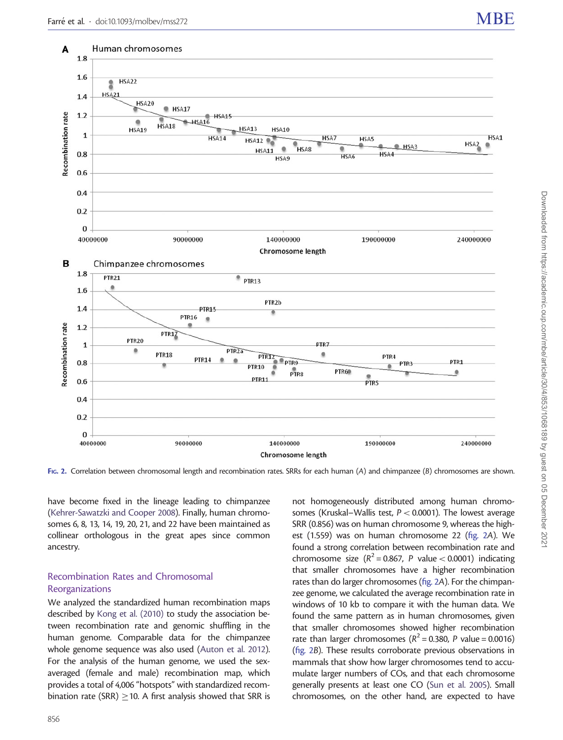FIG. 2. Correlation between chromosomal length and recombination rates. SRRs for each human (A) and chimpanzee (B) chromosomes are shown.

have become fixed in the lineage leading to chimpanzee (Kehrer-Sawatzki and Cooper 2008). Finally, human chromosomes 6, 8, 13, 14, 19, 20, 21, and 22 have been maintained as collinear orthologous in the great apes since common ancestry.

## Recombination Rates and Chromosomal Reorganizations

We analyzed the standardized human recombination maps described by Kong et al. (2010) to study the association between recombination rate and genomic shuffling in the human genome. Comparable data for the chimpanzee whole genome sequence was also used (Auton et al. 2012). For the analysis of the human genome, we used the sex-averaged (female and male) recombination map, which provides a total of 4,006 "hotspots" with standardized recombination rate (SRR) ≥10. A first analysis showed that SRR is not homogeneously distributed among human chromosomes (Kruskal–Wallis test, $P < 0.0001$). The lowest average SRR (0.856) was on human chromosome 9, whereas the highest (1.559) was on human chromosome 22 (fig. 2A). We found a strong correlation between recombination rate and chromosome size ($R^2 = 0.867$, $P$ value $< 0.0001$) indicating that smaller chromosomes have a higher recombination rates than do larger chromosomes (fig. 2A). For the chimpanzee genome, we calculated the average recombination rate in windows of 10 kb to compare it with the human data. We found the same pattern as in human chromosomes, given that smaller chromosomes showed higher recombination rate than larger chromosomes ($R^2 = 0.380$, $P$ value $= 0.0016$) (fig. 2B). These results corroborate previous observations in mammals that show how larger chromosomes tend to accumulate larger numbers of COs, and that each chromosome generally presents at least one CO (Sun et al. 2005). Small chromosomes, on the other hand, are expected to have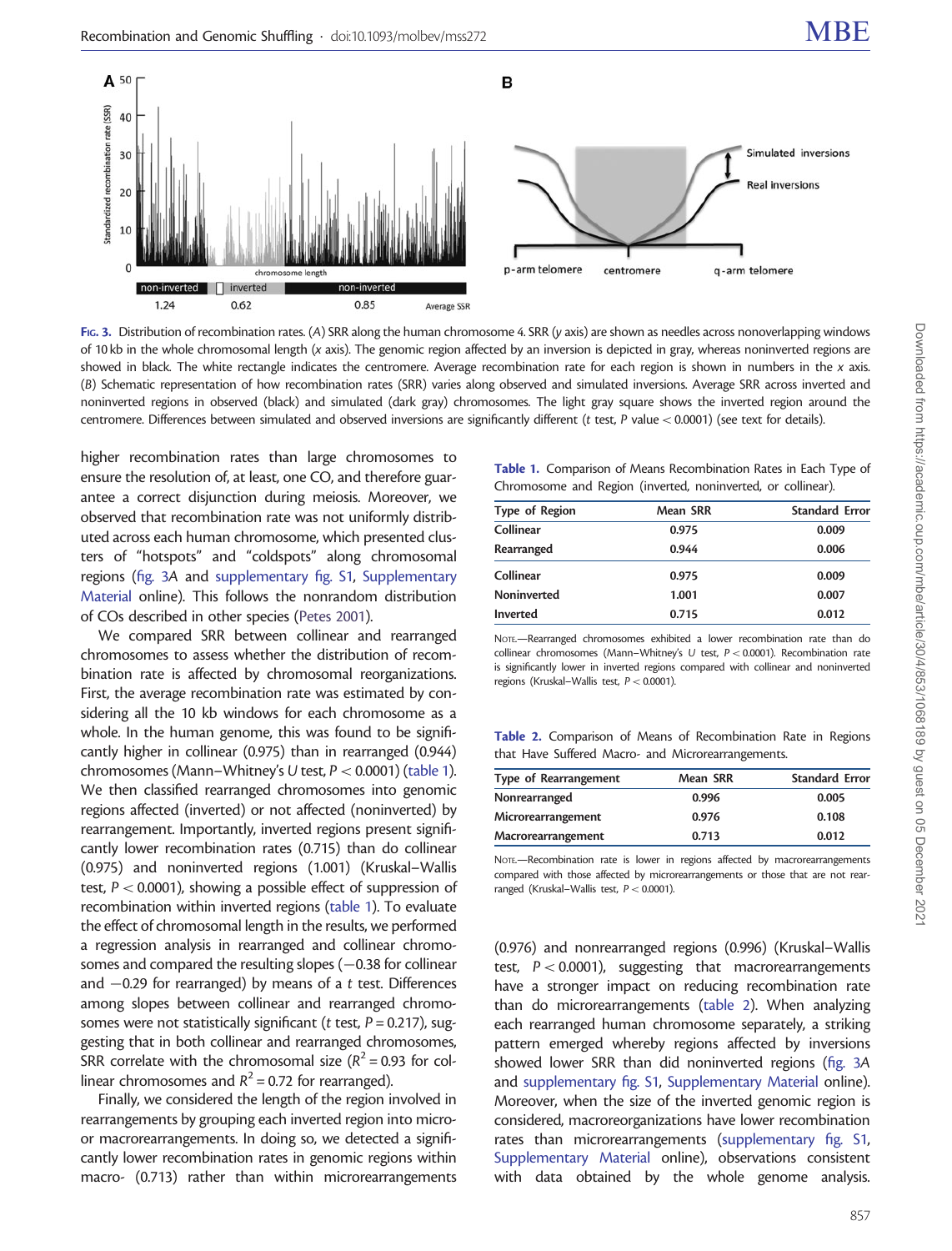Fig. 3. Distribution of recombination rates. (A) SRR along the human chromosome 4. SRR (y axis) are shown as needles across nonoverlapping windows of 10 kb in the whole chromosomal length (x axis). The genomic region affected by an inversion is depicted in gray, whereas noninverted regions are showed in black. The white rectangle indicates the centromere. Average recombination rate for each region is shown in numbers in the x axis. (B) Schematic representation of how recombination rates (SRR) varies along observed and simulated inversions. Average SRR across inverted and noninverted regions in observed (black) and simulated (dark gray) chromosomes. The light gray square shows the inverted region around the centromere. Differences between simulated and observed inversions are significantly different (t test, P value < 0.0001) (see text for details).

higher recombination rates than large chromosomes to ensure the resolution of, at least, one CO, and therefore guarantee a correct disjunction during meiosis. Moreover, we observed that recombination rate was not uniformly distributed across each human chromosome, which presented clusters of "hotspots" and "coldspots" along chromosomal regions (fig. 3A and supplementary fig. S1, Supplementary Material online). This follows the nonrandom distribution of COs described in other species (Petes 2001).

We compared SRR between collinear and rearranged chromosomes to assess whether the distribution of recombination rate is affected by chromosomal reorganizations. First, the average recombination rate was estimated by considering all the 10 kb windows for each chromosome as a whole. In the human genome, this was found to be significantly higher in collinear (0.975) than in rearranged (0.944) chromosomes (Mann–Whitney's U test, $P < 0.0001$) (table 1). We then classified rearranged chromosomes into genomic regions affected (inverted) or not affected (noninverted) by rearrangement. Importantly, inverted regions present significantly lower recombination rates (0.715) than do collinear (0.975) and noninverted regions (1.001) (Kruskal–Wallis test, $P < 0.0001$), showing a possible effect of suppression of recombination within inverted regions (table 1). To evaluate the effect of chromosomal length in the results, we performed a regression analysis in rearranged and collinear chromosomes and compared the resulting slopes (−0.38 for collinear and −0.29 for rearranged) by means of a t test. Differences among slopes between collinear and rearranged chromosomes were not statistically significant (t test, $P = 0.217$), suggesting that in both collinear and rearranged chromosomes, SRR correlate with the chromosomal size ($R^2 = 0.93$ for collinear chromosomes and $R^2 = 0.72$ for rearranged).

Finally, we considered the length of the region involved in rearrangements by grouping each inverted region into micro- or macrorearrangements. In doing so, we detected a significantly lower recombination rates in genomic regions within macro- (0.713) rather than within microrearrangements (0.976) and nonrearranged regions (0.996) (Kruskal–Wallis test, $P < 0.0001$), suggesting that macrorearrangements have a stronger impact on reducing recombination rate than do microrearrangements (table 2). When analyzing each rearranged human chromosome separately, a striking pattern emerged whereby regions affected by inversions showed lower SRR than did noninverted regions (fig. 3A and supplementary fig. S1, Supplementary Material online). Moreover, when the size of the inverted genomic region is considered, macroorganizations have lower recombination rates than microrearrangements (supplementary fig. S1, Supplementary Material online), observations consistent with data obtained by the whole genome analysis.

**Table 1.** Comparison of Means Recombination Rates in Each Type of Chromosome and Region (inverted, noninverted, or collinear).

| Type of Region | Mean SRR | Standard Error |
|---|---|---|
| Collinear | 0.975 | 0.009 |
| Rearranged | 0.944 | 0.006 |
| Collinear | 0.975 | 0.009 |
| Noninverted | 1.001 | 0.007 |
| Inverted | 0.715 | 0.012 |

Note.—Rearranged chromosomes exhibited a lower recombination rate than do collinear chromosomes (Mann–Whitney's U test, $P < 0.0001$). Recombination rate is significantly lower in inverted regions compared with collinear and noninverted regions (Kruskal–Wallis test, $P < 0.0001$).

**Table 2.** Comparison of Means of Recombination Rate in Regions that Have Suffered Macro- and Microrearrangements.

| Type of Rearrangement | Mean SRR | Standard Error |
|---|---|---|
| Nonrearranged | 0.996 | 0.005 |
| Microrearrangement | 0.976 | 0.108 |
| Macrorearrangement | 0.713 | 0.012 |

Note.—Recombination rate is lower in regions affected by macrorearrangements compared with those affected by microrearrangements or those that are not rearranged (Kruskal–Wallis test, $P < 0.0001$).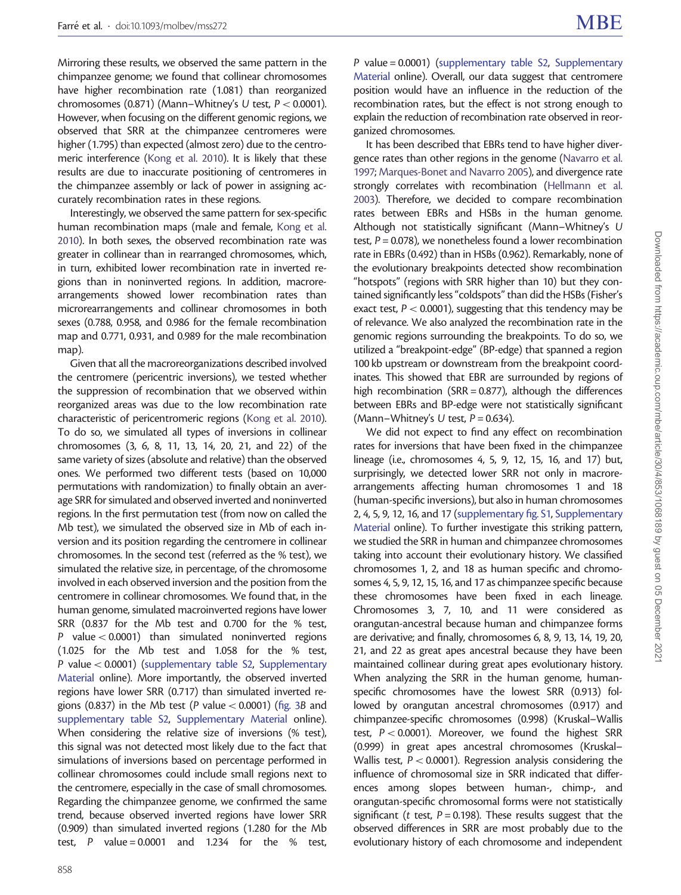Mirroring these results, we observed the same pattern in the chimpanzee genome; we found that collinear chromosomes have higher recombination rate (1.081) than reorganized chromosomes (0.871) (Mann–Whitney's U test, $P < 0.0001$). However, when focusing on the different genomic regions, we observed that SRR at the chimpanzee centromeres were higher (1.795) than expected (almost zero) due to the centromeric interference (Kong et al. 2010). It is likely that these results are due to inaccurate positioning of centromeres in the chimpanzee assembly or lack of power in assigning accurately recombination rates in these regions.

Interestingly, we observed the same pattern for sex-specific human recombination maps (male and female, Kong et al. 2010). In both sexes, the observed recombination rate was greater in collinear than in rearranged chromosomes, which, in turn, exhibited lower recombination rate in inverted regions than in noninverted regions. In addition, macrorearrangements showed lower recombination rates than microrearrangements and collinear chromosomes in both sexes (0.788, 0.958, and 0.986 for the female recombination map and 0.771, 0.931, and 0.989 for the male recombination map).

Given that all the macroreorganizations described involved the centromere (pericentric inversions), we tested whether the suppression of recombination that we observed within reorganized areas was due to the low recombination rate characteristic of pericentromeric regions (Kong et al. 2010). To do so, we simulated all types of inversions in collinear chromosomes (3, 6, 8, 11, 13, 14, 20, 21, and 22) of the same variety of sizes (absolute and relative) than the observed ones. We performed two different tests (based on 10,000 permutations with randomization) to finally obtain an average SRR for simulated and observed inverted and noninverted regions. In the first permutation test (from now on called the Mb test), we simulated the observed size in Mb of each inversion and its position regarding the centromere in collinear chromosomes. In the second test (referred as the % test), we simulated the relative size, in percentage, of the chromosome involved in each observed inversion and the position from the centromere in collinear chromosomes. We found that, in the human genome, simulated macroinverted regions have lower SRR (0.837 for the Mb test and 0.700 for the % test, $P$ value $< 0.0001$) than simulated noninverted regions (1.025 for the Mb test and 1.058 for the % test, $P$ value $< 0.0001$) (supplementary table S2, Supplementary Material online). More importantly, the observed inverted regions have lower SRR (0.717) than simulated inverted regions (0.837) in the Mb test ($P$ value $< 0.0001$) (fig. 3B and supplementary table S2, Supplementary Material online). When considering the relative size of inversions (% test), this signal was not detected most likely due to the fact that simulations of inversions based on percentage performed in collinear chromosomes could include small regions next to the centromere, especially in the case of small chromosomes. Regarding the chimpanzee genome, we confirmed the same trend, because observed inverted regions have lower SRR (0.909) than simulated inverted regions (1.280 for the Mb test, $P$ value $= 0.0001$ and 1.234 for the % test, $P$ value $= 0.0001$) (supplementary table S2, Supplementary Material online). Overall, our data suggest that centromere position would have an influence in the reduction of the recombination rates, but the effect is not strong enough to explain the reduction of recombination rate observed in reorganized chromosomes.

It has been described that EBRs tend to have higher divergence rates than other regions in the genome (Navarro et al. 1997; Marques-Bonet and Navarro 2005), and divergence rate strongly correlates with recombination (Hellmann et al. 2003). Therefore, we decided to compare recombination rates between EBRs and HSBs in the human genome. Although not statistically significant (Mann–Whitney's U test, $P = 0.078$), we nonetheless found a lower recombination rate in EBRs (0.492) than in HSBs (0.962). Remarkably, none of the evolutionary breakpoints detected show recombination "hotspots" (regions with SRR higher than 10) but they contained significantly less "coldspots" than did the HSBs (Fisher's exact test, $P < 0.0001$), suggesting that this tendency may be of relevance. We also analyzed the recombination rate in the genomic regions surrounding the breakpoints. To do so, we utilized a "breakpoint-edge" (BP-edge) that spanned a region 100 kb upstream or downstream from the breakpoint coordinates. This showed that EBR are surrounded by regions of high recombination (SRR = 0.877), although the differences between EBRs and BP-edge were not statistically significant (Mann–Whitney's U test, $P = 0.634$).

We did not expect to find any effect on recombination rates for inversions that have been fixed in the chimpanzee lineage (i.e., chromosomes 4, 5, 9, 12, 15, 16, and 17) but, surprisingly, we detected lower SRR not only in macrorearrangements affecting human chromosomes 1 and 18 (human-specific inversions), but also in human chromosomes 2, 4, 5, 9, 12, 16, and 17 (supplementary fig. S1, Supplementary Material online). To further investigate this striking pattern, we studied the SRR in human and chimpanzee chromosomes taking into account their evolutionary history. We classified chromosomes 1, 2, and 18 as human specific and chromosomes 4, 5, 9, 12, 15, 16, and 17 as chimpanzee specific because these chromosomes have been fixed in each lineage. Chromosomes 3, 7, 10, and 11 were considered as orangutan-ancestral because human and chimpanzee forms are derivative; and finally, chromosomes 6, 8, 9, 13, 14, 19, 20, 21, and 22 as great apes ancestral because they have been maintained collinear during great apes evolutionary history. When analyzing the SRR in the human genome, human-specific chromosomes have the lowest SRR (0.913) followed by orangutan ancestral chromosomes (0.917) and chimpanzee-specific chromosomes (0.998) (Kruskal–Wallis test, $P < 0.0001$). Moreover, we found the highest SRR (0.999) in great apes ancestral chromosomes (Kruskal–Wallis test, $P < 0.0001$). Regression analysis considering the influence of chromosomal size in SRR indicated that differences among slopes between human-, chimp-, and orangutan-specific chromosomal forms were not statistically significant (t test, $P = 0.198$). These results suggest that the observed differences in SRR are most probably due to the evolutionary history of each chromosome and independent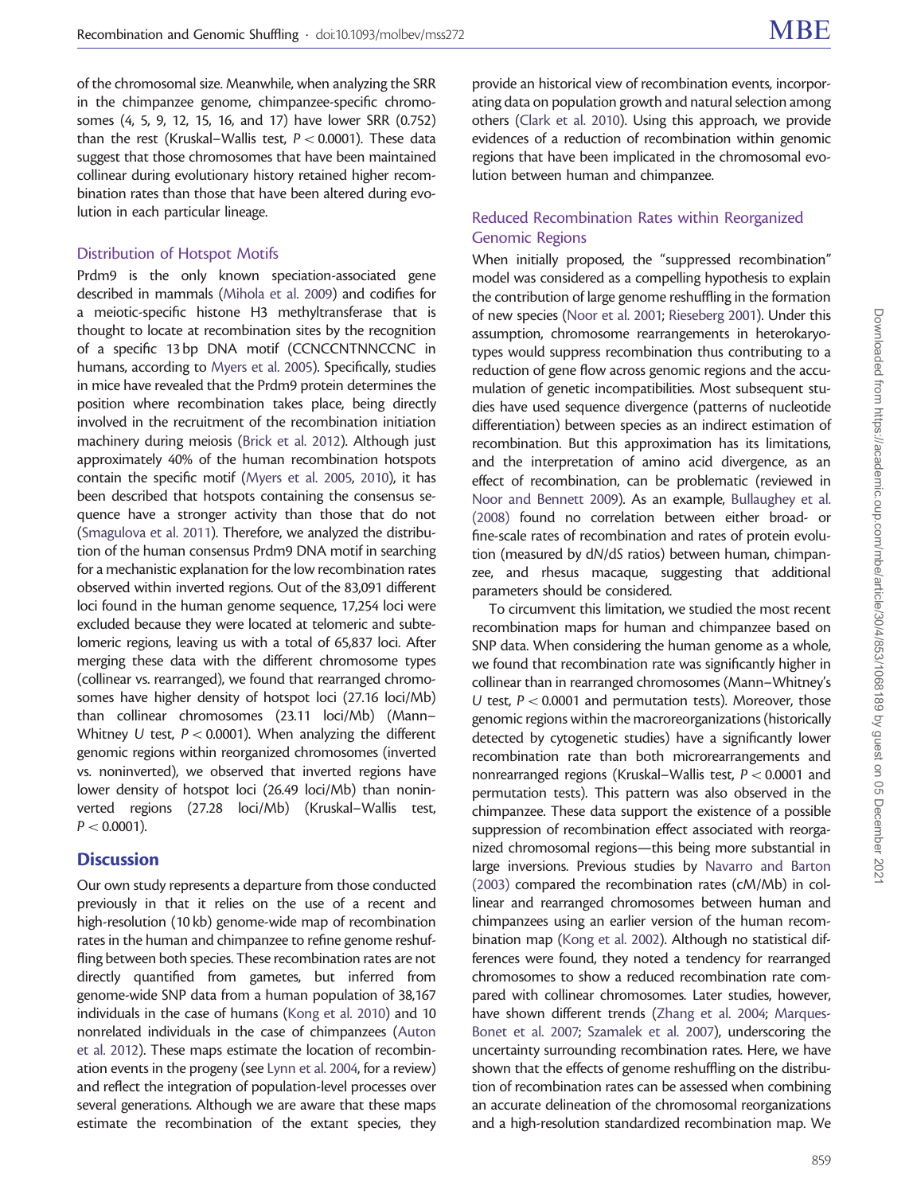of the chromosomal size. Meanwhile, when analyzing the SRR in the chimpanzee genome, chimpanzee-specific chromosomes (4, 5, 9, 12, 15, 16, and 17) have lower SRR (0.752) than the rest (Kruskal–Wallis test, $P < 0.0001$). These data suggest that those chromosomes that have been maintained collinear during evolutionary history retained higher recombination rates than those that have been altered during evolution in each particular lineage.

### Distribution of Hotspot Motifs

Prdm9 is the only known speciation-associated gene described in mammals (Mihola et al. 2009) and codifies for a meiotic-specific histone H3 methyltransferase that is thought to locate at recombination sites by the recognition of a specific 13 bp DNA motif (CCNCCNTNNCCNC in humans, according to Myers et al. 2005). Specifically, studies in mice have revealed that the Prdm9 protein determines the position where recombination takes place, being directly involved in the recruitment of the recombination initiation machinery during meiosis (Brick et al. 2012). Although just approximately 40% of the human recombination hotspots contain the specific motif (Myers et al. 2005, 2010), it has been described that hotspots containing the consensus sequence have a stronger activity than those that do not (Smagulova et al. 2011). Therefore, we analyzed the distribution of the human consensus Prdm9 DNA motif in searching for a mechanistic explanation for the low recombination rates observed within inverted regions. Out of the 83,091 different loci found in the human genome sequence, 17,254 loci were excluded because they were located at telomeric and subtelomeric regions, leaving us with a total of 65,837 loci. After merging these data with the different chromosome types (collinear vs. rearranged), we found that rearranged chromosomes have higher density of hotspot loci (27.16 loci/Mb) than collinear chromosomes (23.11 loci/Mb) (Mann–Whitney *U* test, $P < 0.0001$). When analyzing the different genomic regions within reorganized chromosomes (inverted vs. noninverted), we observed that inverted regions have lower density of hotspot loci (26.49 loci/Mb) than noninverted regions (27.28 loci/Mb) (Kruskal–Wallis test, $P < 0.0001$).

## Discussion

Our own study represents a departure from those conducted previously in that it relies on the use of a recent and high-resolution (10 kb) genome-wide map of recombination rates in the human and chimpanzee to refine genome reshuffling between both species. These recombination rates are not directly quantified from gametes, but inferred from genome-wide SNP data from a human population of 38,167 individuals in the case of humans (Kong et al. 2010) and 10 nonrelated individuals in the case of chimpanzees (Auton et al. 2012). These maps estimate the location of recombination events in the progeny (see Lynn et al. 2004, for a review) and reflect the integration of population-level processes over several generations. Although we are aware that these maps estimate the recombination of the extant species, they provide an historical view of recombination events, incorporating data on population growth and natural selection among others (Clark et al. 2010). Using this approach, we provide evidences of a reduction of recombination within genomic regions that have been implicated in the chromosomal evolution between human and chimpanzee.

### Reduced Recombination Rates within Reorganized Genomic Regions

When initially proposed, the "suppressed recombination" model was considered as a compelling hypothesis to explain the contribution of large genome reshuffling in the formation of new species (Noor et al. 2001; Rieseberg 2001). Under this assumption, chromosome rearrangements in heterokaryotypes would suppress recombination thus contributing to a reduction of gene flow across genomic regions and the accumulation of genetic incompatibilities. Most subsequent studies have used sequence divergence (patterns of nucleotide differentiation) between species as an indirect estimation of recombination. But this approximation has its limitations, and the interpretation of amino acid divergence, as an effect of recombination, can be problematic (reviewed in Noor and Bennett 2009). As an example, Bullaughey et al. (2008) found no correlation between either broad- or fine-scale rates of recombination and rates of protein evolution (measured by d*N*/d*S* ratios) between human, chimpanzee, and rhesus macaque, suggesting that additional parameters should be considered.

To circumvent this limitation, we studied the most recent recombination maps for human and chimpanzee based on SNP data. When considering the human genome as a whole, we found that recombination rate was significantly higher in collinear than in rearranged chromosomes (Mann–Whitney's *U* test, $P < 0.0001$ and permutation tests). Moreover, those genomic regions within the macroreorganizations (historically detected by cytogenetic studies) have a significantly lower recombination rate than both microrearrangements and nonrearranged regions (Kruskal–Wallis test, $P < 0.0001$ and permutation tests). This pattern was also observed in the chimpanzee. These data support the existence of a possible suppression of recombination effect associated with reorganized chromosomal regions—this being more substantial in large inversions. Previous studies by Navarro and Barton (2003) compared the recombination rates (cM/Mb) in collinear and rearranged chromosomes between human and chimpanzees using an earlier version of the human recombination map (Kong et al. 2002). Although no statistical differences were found, they noted a tendency for rearranged chromosomes to show a reduced recombination rate compared with collinear chromosomes. Later studies, however, have shown different trends (Zhang et al. 2004; Marques-Bonet et al. 2007; Szamalek et al. 2007), underscoring the uncertainty surrounding recombination rates. Here, we have shown that the effects of genome reshuffling on the distribution of recombination rates can be assessed when combining an accurate delineation of the chromosomal reorganizations and a high-resolution standardized recombination map. We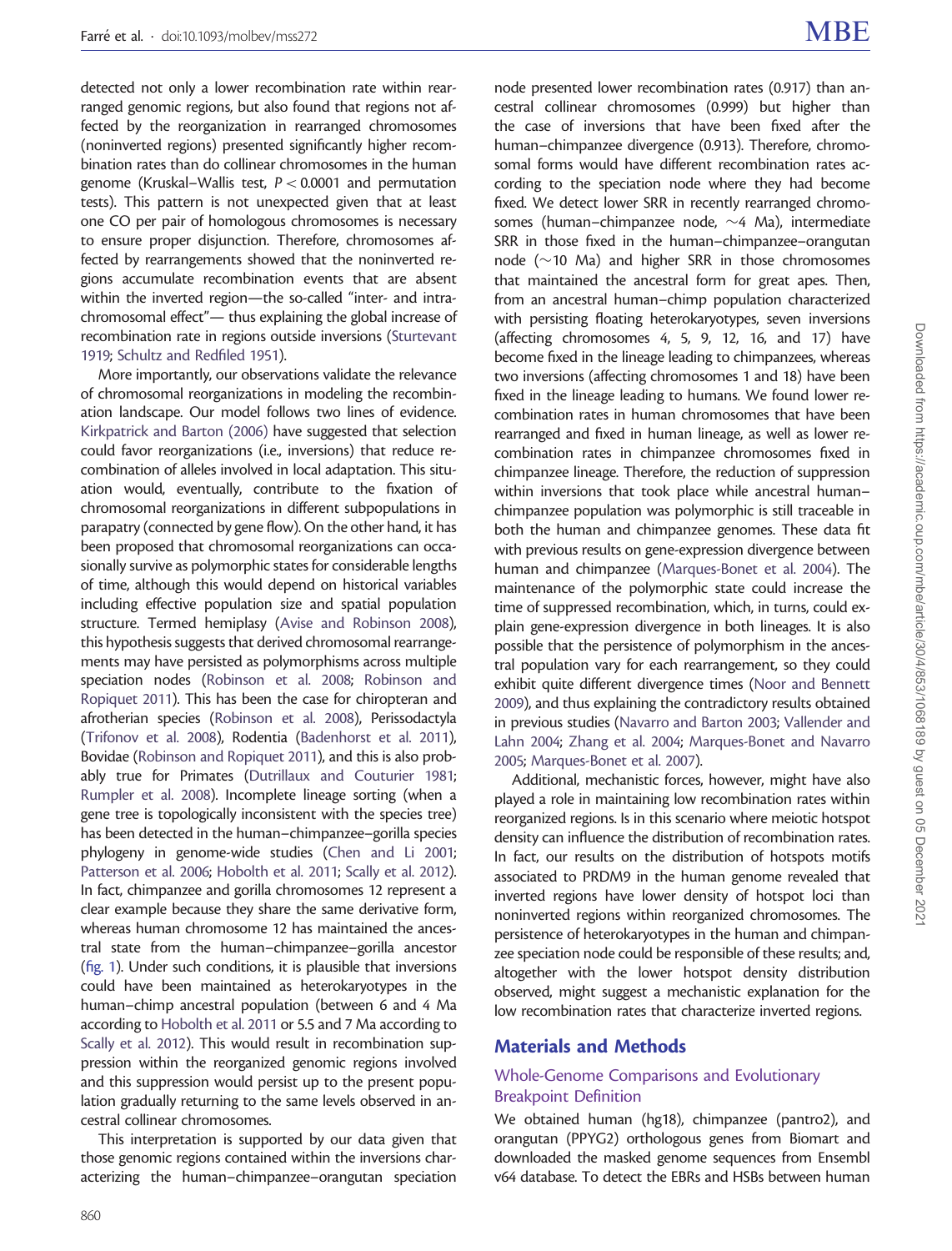detected not only a lower recombination rate within rearranged genomic regions, but also found that regions not affected by the reorganization in rearranged chromosomes (noninverted regions) presented significantly higher recombination rates than do collinear chromosomes in the human genome (Kruskal–Wallis test, $P < 0.0001$ and permutation tests). This pattern is not unexpected given that at least one CO per pair of homologous chromosomes is necessary to ensure proper disjunction. Therefore, chromosomes affected by rearrangements showed that the noninverted regions accumulate recombination events that are absent within the inverted region—the so-called "inter- and intrachromosomal effect"— thus explaining the global increase of recombination rate in regions outside inversions (Sturtevant 1919; Schultz and Redfiled 1951).

More importantly, our observations validate the relevance of chromosomal reorganizations in modeling the recombination landscape. Our model follows two lines of evidence. Kirkpatrick and Barton (2006) have suggested that selection could favor reorganizations (i.e., inversions) that reduce recombination of alleles involved in local adaptation. This situation would, eventually, contribute to the fixation of chromosomal reorganizations in different subpopulations in parapatry (connected by gene flow). On the other hand, it has been proposed that chromosomal reorganizations can occasionally survive as polymorphic states for considerable lengths of time, although this would depend on historical variables including effective population size and spatial population structure. Termed hemiplasy (Avise and Robinson 2008), this hypothesis suggests that derived chromosomal rearrangements may have persisted as polymorphisms across multiple speciation nodes (Robinson et al. 2008; Robinson and Ropiquet 2011). This has been the case for chiropteran and afrotherian species (Robinson et al. 2008), Perissodactyla (Trifonov et al. 2008), Rodentia (Badenhorst et al. 2011), Bovidae (Robinson and Ropiquet 2011), and this is also probably true for Primates (Dutrillaux and Couturier 1981; Rumpler et al. 2008). Incomplete lineage sorting (when a gene tree is topologically inconsistent with the species tree) has been detected in the human–chimpanzee–gorilla species phylogeny in genome-wide studies (Chen and Li 2001; Patterson et al. 2006; Hobolth et al. 2011; Scally et al. 2012). In fact, chimpanzee and gorilla chromosomes 12 represent a clear example because they share the same derivative form, whereas human chromosome 12 has maintained the ancestral state from the human–chimpanzee–gorilla ancestor (fig. 1). Under such conditions, it is plausible that inversions could have been maintained as heterokaryotypes in the human–chimp ancestral population (between 6 and 4 Ma according to Hobolth et al. 2011 or 5.5 and 7 Ma according to Scally et al. 2012). This would result in recombination suppression within the reorganized genomic regions involved and this suppression would persist up to the present population gradually returning to the same levels observed in ancestral collinear chromosomes.

This interpretation is supported by our data given that those genomic regions contained within the inversions characterizing the human–chimpanzee–orangutan speciation node presented lower recombination rates (0.917) than ancestral collinear chromosomes (0.999) but higher than the case of inversions that have been fixed after the human–chimpanzee divergence (0.913). Therefore, chromosomal forms would have different recombination rates according to the speciation node where they had become fixed. We detect lower SRR in recently rearranged chromosomes (human–chimpanzee node, ~4 Ma), intermediate SRR in those fixed in the human–chimpanzee–orangutan node (~10 Ma) and higher SRR in those chromosomes that maintained the ancestral form for great apes. Then, from an ancestral human–chimp population characterized with persisting floating heterokaryotypes, seven inversions (affecting chromosomes 4, 5, 9, 12, 16, and 17) have become fixed in the lineage leading to chimpanzees, whereas two inversions (affecting chromosomes 1 and 18) have been fixed in the lineage leading to humans. We found lower recombination rates in human chromosomes that have been rearranged and fixed in human lineage, as well as lower recombination rates in chimpanzee chromosomes fixed in chimpanzee lineage. Therefore, the reduction of suppression within inversions that took place while ancestral human–chimpanzee population was polymorphic is still traceable in both the human and chimpanzee genomes. These data fit with previous results on gene-expression divergence between human and chimpanzee (Marques-Bonet et al. 2004). The maintenance of the polymorphic state could increase the time of suppressed recombination, which, in turns, could explain gene-expression divergence in both lineages. It is also possible that the persistence of polymorphism in the ancestral population vary for each rearrangement, so they could exhibit quite different divergence times (Noor and Bennett 2009), and thus explaining the contradictory results obtained in previous studies (Navarro and Barton 2003; Vallender and Lahn 2004; Zhang et al. 2004; Marques-Bonet and Navarro 2005; Marques-Bonet et al. 2007).

Additional, mechanistic forces, however, might have also played a role in maintaining low recombination rates within reorganized regions. Is in this scenario where meiotic hotspot density can influence the distribution of recombination rates. In fact, our results on the distribution of hotspots motifs associated to PRDM9 in the human genome revealed that inverted regions have lower density of hotspot loci than noninverted regions within reorganized chromosomes. The persistence of heterokaryotypes in the human and chimpanzee speciation node could be responsible of these results; and, altogether with the lower hotspot density distribution observed, might suggest a mechanistic explanation for the low recombination rates that characterize inverted regions.

## Materials and Methods

### Whole-Genome Comparisons and Evolutionary Breakpoint Definition

We obtained human (hg18), chimpanzee (pantro2), and orangutan (PPYG2) orthologous genes from Biomart and downloaded the masked genome sequences from Ensembl v64 database. To detect the EBRs and HSBs between human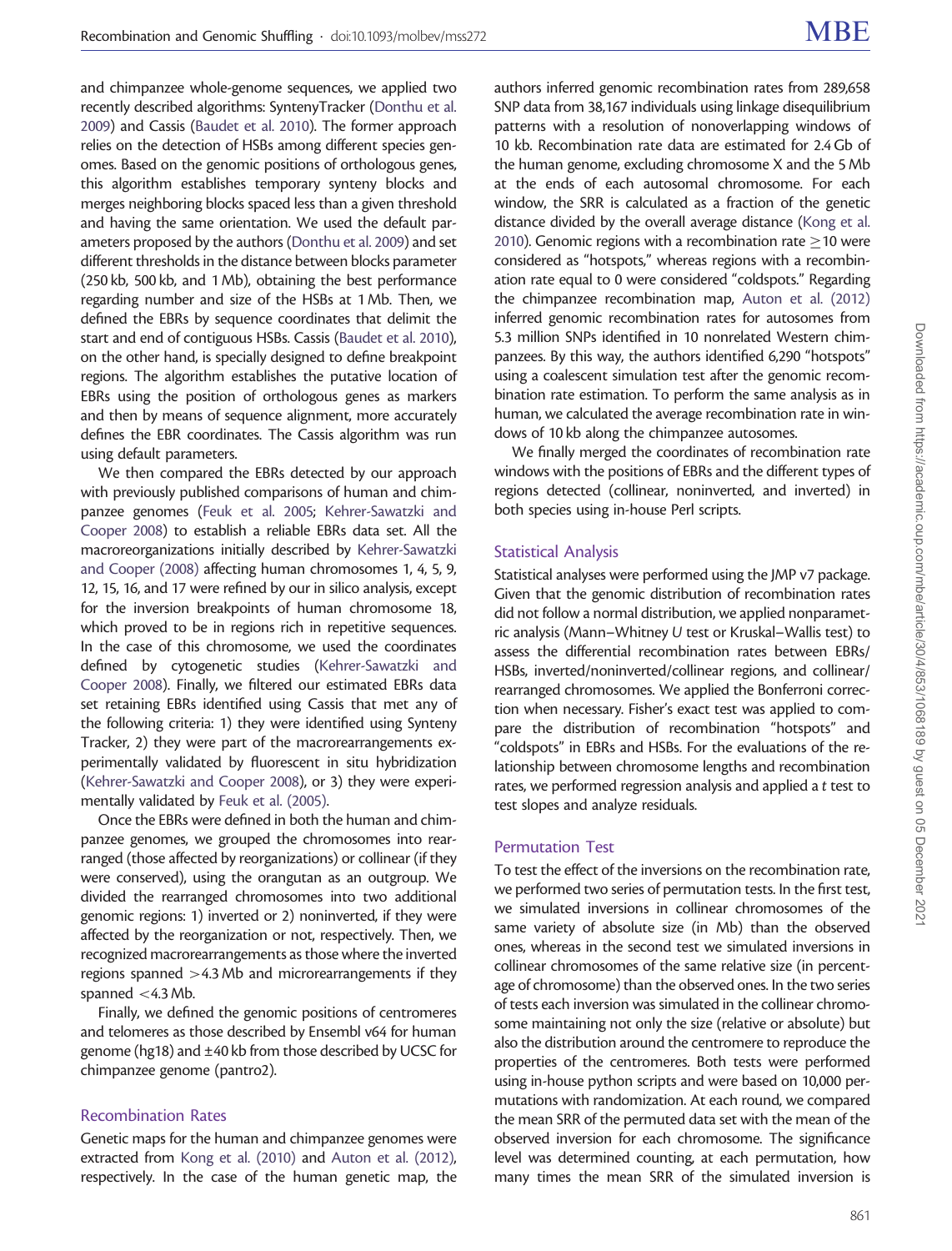and chimpanzee whole-genome sequences, we applied two recently described algorithms: SyntenyTracker (Donthu et al. 2009) and Cassis (Baudet et al. 2010). The former approach relies on the detection of HSBs among different species genomes. Based on the genomic positions of orthologous genes, this algorithm establishes temporary synteny blocks and merges neighboring blocks spaced less than a given threshold and having the same orientation. We used the default parameters proposed by the authors (Donthu et al. 2009) and set different thresholds in the distance between blocks parameter (250 kb, 500 kb, and 1 Mb), obtaining the best performance regarding number and size of the HSBs at 1 Mb. Then, we defined the EBRs by sequence coordinates that delimit the start and end of contiguous HSBs. Cassis (Baudet et al. 2010), on the other hand, is specially designed to define breakpoint regions. The algorithm establishes the putative location of EBRs using the position of orthologous genes as markers and then by means of sequence alignment, more accurately defines the EBR coordinates. The Cassis algorithm was run using default parameters.

We then compared the EBRs detected by our approach with previously published comparisons of human and chimpanzee genomes (Feuk et al. 2005; Kehrer-Sawatzki and Cooper 2008) to establish a reliable EBRs data set. All the macroreorganizations initially described by Kehrer-Sawatzki and Cooper (2008) affecting human chromosomes 1, 4, 5, 9, 12, 15, 16, and 17 were refined by our in silico analysis, except for the inversion breakpoints of human chromosome 18, which proved to be in regions rich in repetitive sequences. In the case of this chromosome, we used the coordinates defined by cytogenetic studies (Kehrer-Sawatzki and Cooper 2008). Finally, we filtered our estimated EBRs data set retaining EBRs identified using Cassis that met any of the following criteria: 1) they were identified using Synteny Tracker, 2) they were part of the macrorearrangements experimentally validated by fluorescent in situ hybridization (Kehrer-Sawatzki and Cooper 2008), or 3) they were experimentally validated by Feuk et al. (2005).

Once the EBRs were defined in both the human and chimpanzee genomes, we grouped the chromosomes into rearranged (those affected by reorganizations) or collinear (if they were conserved), using the orangutan as an outgroup. We divided the rearranged chromosomes into two additional genomic regions: 1) inverted or 2) noninverted, if they were affected by the reorganization or not, respectively. Then, we recognized macrorearrangements as those where the inverted regions spanned >4.3 Mb and microrearrangements if they spanned <4.3 Mb.

Finally, we defined the genomic positions of centromeres and telomeres as those described by Ensembl v64 for human genome (hg18) and ±40 kb from those described by UCSC for chimpanzee genome (pantro2).

### Recombination Rates

Genetic maps for the human and chimpanzee genomes were extracted from Kong et al. (2010) and Auton et al. (2012), respectively. In the case of the human genetic map, the authors inferred genomic recombination rates from 289,658 SNP data from 38,167 individuals using linkage disequilibrium patterns with a resolution of nonoverlapping windows of 10 kb. Recombination rate data are estimated for 2.4 Gb of the human genome, excluding chromosome X and the 5 Mb at the ends of each autosomal chromosome. For each window, the SRR is calculated as a fraction of the genetic distance divided by the overall average distance (Kong et al. 2010). Genomic regions with a recombination rate ≥10 were considered as "hotspots," whereas regions with a recombination rate equal to 0 were considered "coldspots." Regarding the chimpanzee recombination map, Auton et al. (2012) inferred genomic recombination rates for autosomes from 5.3 million SNPs identified in 10 nonrelated Western chimpanzees. By this way, the authors identified 6,290 "hotspots" using a coalescent simulation test after the genomic recombination rate estimation. To perform the same analysis as in human, we calculated the average recombination rate in windows of 10 kb along the chimpanzee autosomes.

We finally merged the coordinates of recombination rate windows with the positions of EBRs and the different types of regions detected (collinear, noninverted, and inverted) in both species using in-house Perl scripts.

### Statistical Analysis

Statistical analyses were performed using the JMP v7 package. Given that the genomic distribution of recombination rates did not follow a normal distribution, we applied nonparametric analysis (Mann–Whitney *U* test or Kruskal–Wallis test) to assess the differential recombination rates between EBRs/HSBs, inverted/noninverted/collinear regions, and collinear/rearranged chromosomes. We applied the Bonferroni correction when necessary. Fisher's exact test was applied to compare the distribution of recombination "hotspots" and "coldspots" in EBRs and HSBs. For the evaluations of the relationship between chromosome lengths and recombination rates, we performed regression analysis and applied a *t* test to test slopes and analyze residuals.

### Permutation Test

To test the effect of the inversions on the recombination rate, we performed two series of permutation tests. In the first test, we simulated inversions in collinear chromosomes of the same variety of absolute size (in Mb) than the observed ones, whereas in the second test we simulated inversions in collinear chromosomes of the same relative size (in percentage of chromosome) than the observed ones. In the two series of tests each inversion was simulated in the collinear chromosome maintaining not only the size (relative or absolute) but also the distribution around the centromere to reproduce the properties of the centromeres. Both tests were performed using in-house python scripts and were based on 10,000 permutations with randomization. At each round, we compared the mean SRR of the permuted data set with the mean of the observed inversion for each chromosome. The significance level was determined counting, at each permutation, how many times the mean SRR of the simulated inversion is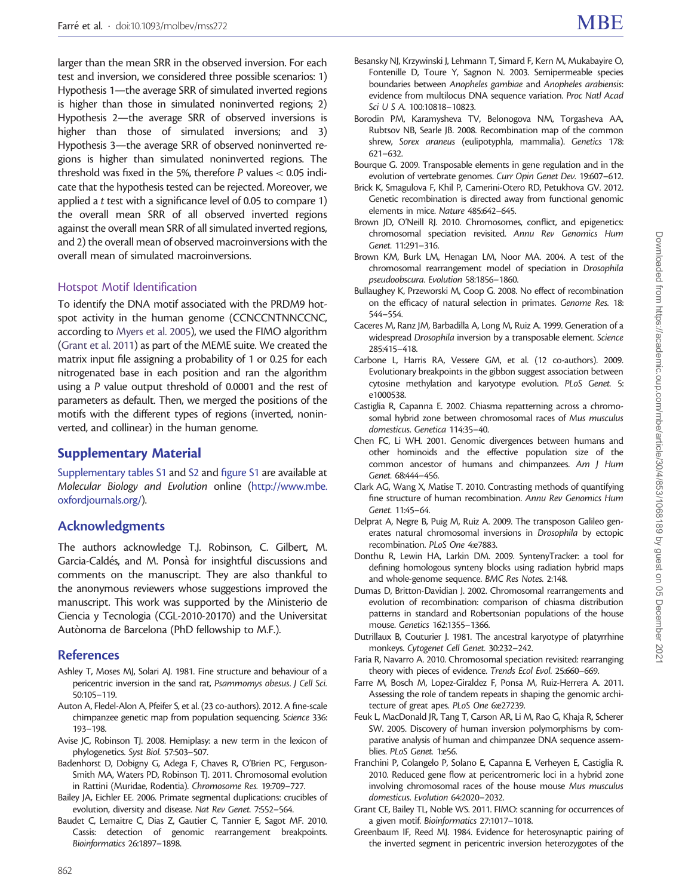larger than the mean SRR in the observed inversion. For each test and inversion, we considered three possible scenarios: 1) Hypothesis 1—the average SRR of simulated inverted regions is higher than those in simulated noninverted regions; 2) Hypothesis 2—the average SRR of observed inversions is higher than those of simulated inversions; and 3) Hypothesis 3—the average SRR of observed noninverted regions is higher than simulated noninverted regions. The threshold was fixed in the 5%, therefore $P$ values $< 0.05$ indicate that the hypothesis tested can be rejected. Moreover, we applied a $t$ test with a significance level of 0.05 to compare 1) the overall mean SRR of all observed inverted regions against the overall mean SRR of all simulated inverted regions, and 2) the overall mean of observed macroinversions with the overall mean of simulated macroinversions.

### Hotspot Motif Identification

To identify the DNA motif associated with the PRDM9 hotspot activity in the human genome (CCNCCNTNNCCNC, according to Myers et al. 2005), we used the FIMO algorithm (Grant et al. 2011) as part of the MEME suite. We created the matrix input file assigning a probability of 1 or 0.25 for each nitrogenated base in each position and ran the algorithm using a $P$ value output threshold of 0.0001 and the rest of parameters as default. Then, we merged the positions of the motifs with the different types of regions (inverted, noninverted, and collinear) in the human genome.

## Supplementary Material

Supplementary tables S1 and S2 and figure S1 are available at *Molecular Biology and Evolution* online (http://www.mbe.oxfordjournals.org/).

## Acknowledgments

The authors acknowledge T.J. Robinson, C. Gilbert, M. Garcia-Caldés, and M. Ponsà for insightful discussions and comments on the manuscript. They are also thankful to the anonymous reviewers whose suggestions improved the manuscript. This work was supported by the Ministerio de Ciencia y Tecnologia (CGL-2010-20170) and the Universitat Autònoma de Barcelona (PhD fellowship to M.F.).

## References

Ashley T, Moses MJ, Solari AJ. 1981. Fine structure and behaviour of a pericentric inversion in the sand rat, *Psammomys obesus*. *J Cell Sci.* 50:105–119.

Auton A, Fledel-Alon A, Pfeifer S, et al. (23 co-authors). 2012. A fine-scale chimpanzee genetic map from population sequencing. *Science* 336: 193–198.

Avise JC, Robinson TJ. 2008. Hemiplasy: a new term in the lexicon of phylogenetics. *Syst Biol.* 57:503–507.

Badenhorst D, Dobigny G, Adega F, Chaves R, O'Brien PC, Ferguson-Smith MA, Waters PD, Robinson TJ. 2011. Chromosomal evolution in Rattini (Muridae, Rodentia). *Chromosome Res.* 19:709–727.

Bailey JA, Eichler EE. 2006. Primate segmental duplications: crucibles of evolution, diversity and disease. *Nat Rev Genet.* 7:552–564.

Baudet C, Lemaitre C, Dias Z, Gautier C, Tannier E, Sagot MF. 2010. Cassis: detection of genomic rearrangement breakpoints. *Bioinformatics* 26:1897–1898.

Besansky NJ, Krzywinski J, Lehmann T, Simard F, Kern M, Mukabayire O, Fontenille D, Toure Y, Sagnon N. 2003. Semipermeable species boundaries between *Anopheles gambiae* and *Anopheles arabiensis*: evidence from multilocus DNA sequence variation. *Proc Natl Acad Sci U S A.* 100:10818–10823.

Borodin PM, Karamysheva TV, Belonogova NM, Torgasheva AA, Rubtsov NB, Searle JB. 2008. Recombination map of the common shrew, *Sorex araneus* (eulipotyphla, mammalia). *Genetics* 178: 621–632.

Bourque G. 2009. Transposable elements in gene regulation and in the evolution of vertebrate genomes. *Curr Opin Genet Dev.* 19:607–612.

Brick K, Smagulova F, Khil P, Camerini-Otero RD, Petukhova GV. 2012. Genetic recombination is directed away from functional genomic elements in mice. *Nature* 485:642–645.

Brown JD, O'Neill RJ. 2010. Chromosomes, conflict, and epigenetics: chromosomal speciation revisited. *Annu Rev Genomics Hum Genet.* 11:291–316.

Brown KM, Burk LM, Henagan LM, Noor MA. 2004. A test of the chromosomal rearrangement model of speciation in *Drosophila pseudoobscura*. *Evolution* 58:1856–1860.

Bullaughey K, Przeworski M, Coop G. 2008. No effect of recombination on the efficacy of natural selection in primates. *Genome Res.* 18: 544–554.

Caceres M, Ranz JM, Barbadilla A, Long M, Ruiz A. 1999. Generation of a widespread *Drosophila* inversion by a transposable element. *Science* 285:415–418.

Carbone L, Harris RA, Vessere GM, et al. (12 co-authors). 2009. Evolutionary breakpoints in the gibbon suggest association between cytosine methylation and karyotype evolution. *PLoS Genet.* 5: e1000538.

Castiglia R, Capanna E. 2002. Chiasma repatterning across a chromosomal hybrid zone between chromosomal races of *Mus musculus domesticus*. *Genetica* 114:35–40.

Chen FC, Li WH. 2001. Genomic divergences between humans and other hominoids and the effective population size of the common ancestor of humans and chimpanzees. *Am J Hum Genet.* 68:444–456.

Clark AG, Wang X, Matise T. 2010. Contrasting methods of quantifying fine structure of human recombination. *Annu Rev Genomics Hum Genet.* 11:45–64.

Delprat A, Negre B, Puig M, Ruiz A. 2009. The transposon Galileo generates natural chromosomal inversions in *Drosophila* by ectopic recombination. *PLoS One* 4:e7883.

Donthu R, Lewin HA, Larkin DM. 2009. SyntenyTracker: a tool for defining homologous synteny blocks using radiation hybrid maps and whole-genome sequence. *BMC Res Notes.* 2:148.

Dumas D, Britton-Davidian J. 2002. Chromosomal rearrangements and evolution of recombination: comparison of chiasma distribution patterns in standard and Robertsonian populations of the house mouse. *Genetics* 162:1355–1366.

Dutrillaux B, Couturier J. 1981. The ancestral karyotype of platyrrhine monkeys. *Cytogenet Cell Genet.* 30:232–242.

Faria R, Navarro A. 2010. Chromosomal speciation revisited: rearranging theory with pieces of evidence. *Trends Ecol Evol.* 25:660–669.

Farre M, Bosch M, Lopez-Giraldez F, Ponsa M, Ruiz-Herrera A. 2011. Assessing the role of tandem repeats in shaping the genomic architecture of great apes. *PLoS One* 6:e27239.

Feuk L, MacDonald JR, Tang T, Carson AR, Li M, Rao G, Khaja R, Scherer SW. 2005. Discovery of human inversion polymorphisms by comparative analysis of human and chimpanzee DNA sequence assemblies. *PLoS Genet.* 1:e56.

Franchini P, Colangelo P, Solano E, Capanna E, Verheyen E, Castiglia R. 2010. Reduced gene flow at pericentromeric loci in a hybrid zone involving chromosomal races of the house mouse *Mus musculus domesticus*. *Evolution* 64:2020–2032.

Grant CE, Bailey TL, Noble WS. 2011. FIMO: scanning for occurrences of a given motif. *Bioinformatics* 27:1017–1018.

Greenbaum IF, Reed MJ. 1984. Evidence for heterosynaptic pairing of the inverted segment in pericentric inversion heterozygotes of the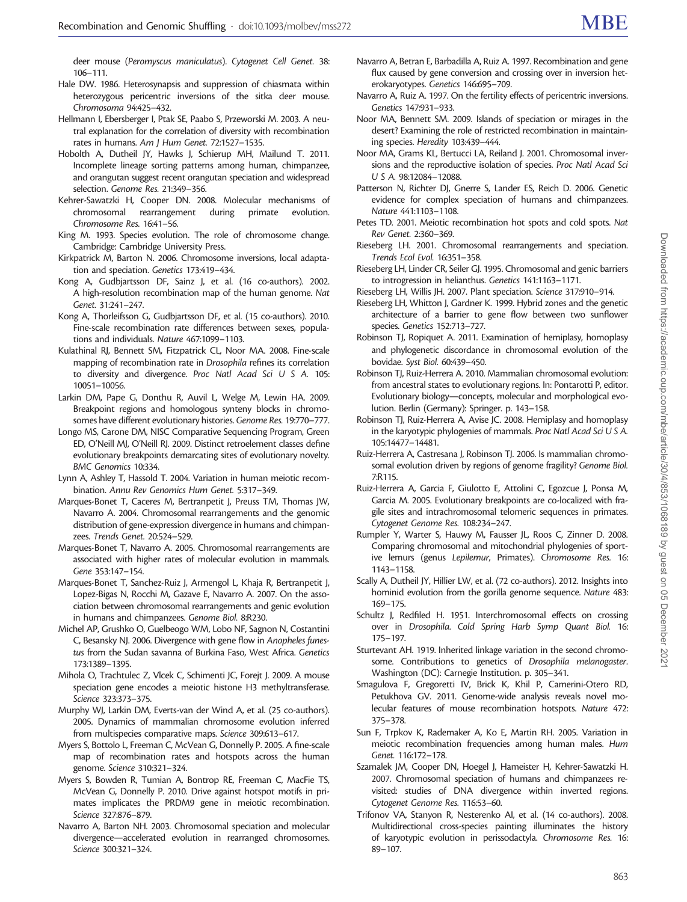deer mouse (*Peromyscus maniculatus*). *Cytogenet Cell Genet.* 38: 106–111.

Hale DW. 1986. Heterosynapsis and suppression of chiasmata within heterozygous pericentric inversions of the sitka deer mouse. *Chromosoma* 94:425–432.

Hellmann I, Ebersberger I, Ptak SE, Paabo S, Przeworski M. 2003. A neutral explanation for the correlation of diversity with recombination rates in humans. *Am J Hum Genet.* 72:1527–1535.

Hobolth A, Dutheil JY, Hawks J, Schierup MH, Mailund T. 2011. Incomplete lineage sorting patterns among human, chimpanzee, and orangutan suggest recent orangutan speciation and widespread selection. *Genome Res.* 21:349–356.

Kehrer-Sawatzki H, Cooper DN. 2008. Molecular mechanisms of chromosomal rearrangement during primate evolution. *Chromosome Res.* 16:41–56.

King M. 1993. Species evolution. The role of chromosome change. Cambridge: Cambridge University Press.

Kirkpatrick M, Barton N. 2006. Chromosome inversions, local adaptation and speciation. *Genetics* 173:419–434.

Kong A, Gudbjartsson DF, Sainz J, et al. (16 co-authors). 2002. A high-resolution recombination map of the human genome. *Nat Genet.* 31:241–247.

Kong A, Thorleifsson G, Gudbjartsson DF, et al. (15 co-authors). 2010. Fine-scale recombination rate differences between sexes, populations and individuals. *Nature* 467:1099–1103.

Kulathinal RJ, Bennett SM, Fitzpatrick CL, Noor MA. 2008. Fine-scale mapping of recombination rate in *Drosophila* refines its correlation to diversity and divergence. *Proc Natl Acad Sci U S A.* 105: 10051–10056.

Larkin DM, Pape G, Donthu R, Auvil L, Welge M, Lewin HA. 2009. Breakpoint regions and homologous synteny blocks in chromosomes have different evolutionary histories. *Genome Res.* 19:770–777.

Longo MS, Carone DM, NISC Comparative Sequencing Program, Green ED, O'Neill MJ, O'Neill RJ. 2009. Distinct retroelement classes define evolutionary breakpoints demarcating sites of evolutionary novelty. *BMC Genomics* 10:334.

Lynn A, Ashley T, Hassold T. 2004. Variation in human meiotic recombination. *Annu Rev Genomics Hum Genet.* 5:317–349.

Marques-Bonet T, Caceres M, Bertranpetit J, Preuss TM, Thomas JW, Navarro A. 2004. Chromosomal rearrangements and the genomic distribution of gene-expression divergence in humans and chimpanzees. *Trends Genet.* 20:524–529.

Marques-Bonet T, Navarro A. 2005. Chromosomal rearrangements are associated with higher rates of molecular evolution in mammals. *Gene* 353:147–154.

Marques-Bonet T, Sanchez-Ruiz J, Armengol L, Khaja R, Bertranpetit J, Lopez-Bigas N, Rocchi M, Gazave E, Navarro A. 2007. On the association between chromosomal rearrangements and genic evolution in humans and chimpanzees. *Genome Biol.* 8:R230.

Michel AP, Grushko O, Guelbeogo WM, Lobo NF, Sagnon N, Costantini C, Besansky NJ. 2006. Divergence with gene flow in *Anopheles funestus* from the Sudan savanna of Burkina Faso, West Africa. *Genetics* 173:1389–1395.

Mihola O, Trachtulec Z, Vlcek C, Schimenti JC, Forejt J. 2009. A mouse speciation gene encodes a meiotic histone H3 methyltransferase. *Science* 323:373–375.

Murphy WJ, Larkin DM, Everts-van der Wind A, et al. (25 co-authors). 2005. Dynamics of mammalian chromosome evolution inferred from multispecies comparative maps. *Science* 309:613–617.

Myers S, Bottolo L, Freeman C, McVean G, Donnelly P. 2005. A fine-scale map of recombination rates and hotspots across the human genome. *Science* 310:321–324.

Myers S, Bowden R, Tumian A, Bontrop RE, Freeman C, MacFie TS, McVean G, Donnelly P. 2010. Drive against hotspot motifs in primates implicates the PRDM9 gene in meiotic recombination. *Science* 327:876–879.

Navarro A, Barton NH. 2003. Chromosomal speciation and molecular divergence—accelerated evolution in rearranged chromosomes. *Science* 300:321–324.

Navarro A, Betran E, Barbadilla A, Ruiz A. 1997. Recombination and gene flux caused by gene conversion and crossing over in inversion heterokaryotypes. *Genetics* 146:695–709.

Navarro A, Ruiz A. 1997. On the fertility effects of pericentric inversions. *Genetics* 147:931–933.

Noor MA, Bennett SM. 2009. Islands of speciation or mirages in the desert? Examining the role of restricted recombination in maintaining species. *Heredity* 103:439–444.

Noor MA, Grams KL, Bertucci LA, Reiland J. 2001. Chromosomal inversions and the reproductive isolation of species. *Proc Natl Acad Sci U S A.* 98:12084–12088.

Patterson N, Richter DJ, Gnerre S, Lander ES, Reich D. 2006. Genetic evidence for complex speciation of humans and chimpanzees. *Nature* 441:1103–1108.

Petes TD. 2001. Meiotic recombination hot spots and cold spots. *Nat Rev Genet.* 2:360–369.

Rieseberg LH. 2001. Chromosomal rearrangements and speciation. *Trends Ecol Evol.* 16:351–358.

Rieseberg LH, Linder CR, Seiler GJ. 1995. Chromosomal and genic barriers to introgression in helianthus. *Genetics* 141:1163–1171.

Rieseberg LH, Willis JH. 2007. Plant speciation. *Science* 317:910–914.

Rieseberg LH, Whitton J, Gardner K. 1999. Hybrid zones and the genetic architecture of a barrier to gene flow between two sunflower species. *Genetics* 152:713–727.

Robinson TJ, Ropiquet A. 2011. Examination of hemiplasy, homoplasy and phylogenetic discordance in chromosomal evolution of the bovidae. *Syst Biol.* 60:439–450.

Robinson TJ, Ruiz-Herrera A. 2010. Mammalian chromosomal evolution: from ancestral states to evolutionary regions. In: Pontarotti P, editor. Evolutionary biology—concepts, molecular and morphological evolution. Berlin (Germany): Springer. p. 143–158.

Robinson TJ, Ruiz-Herrera A, Avise JC. 2008. Hemiplasy and homoplasy in the karyotypic phylogenies of mammals. *Proc Natl Acad Sci U S A.* 105:14477–14481.

Ruiz-Herrera A, Castresana J, Robinson TJ. 2006. Is mammalian chromosomal evolution driven by regions of genome fragility? *Genome Biol.* 7:R115.

Ruiz-Herrera A, Garcia F, Giulotto E, Attolini C, Egozcue J, Ponsa M, Garcia M. 2005. Evolutionary breakpoints are co-localized with fragile sites and intrachromosomal telomeric sequences in primates. *Cytogenet Genome Res.* 108:234–247.

Rumpler Y, Warter S, Hauwy M, Fausser JL, Roos C, Zinner D. 2008. Comparing chromosomal and mitochondrial phylogenies of sportive lemurs (genus *Lepilemur*, Primates). *Chromosome Res.* 16: 1143–1158.

Scally A, Dutheil JY, Hillier LW, et al. (72 co-authors). 2012. Insights into hominid evolution from the gorilla genome sequence. *Nature* 483: 169–175.

Schultz J, Redfiled H. 1951. Interchromosomal effects on crossing over in *Drosophila*. *Cold Spring Harb Symp Quant Biol.* 16: 175–197.

Sturtevant AH. 1919. Inherited linkage variation in the second chromosome. Contributions to genetics of *Drosophila melanogaster*. Washington (DC): Carnegie Institution. p. 305–341.

Smagulova F, Gregoretti IV, Brick K, Khil P, Camerini-Otero RD, Petukhova GV. 2011. Genome-wide analysis reveals novel molecular features of mouse recombination hotspots. *Nature* 472: 375–378.

Sun F, Trpkov K, Rademaker A, Ko E, Martin RH. 2005. Variation in meiotic recombination frequencies among human males. *Hum Genet.* 116:172–178.

Szamalek JM, Cooper DN, Hoegel J, Hameister H, Kehrer-Sawatzki H. 2007. Chromosomal speciation of humans and chimpanzees revisited: studies of DNA divergence within inverted regions. *Cytogenet Genome Res.* 116:53–60.

Trifonov VA, Stanyon R, Nesterenko AI, et al. (14 co-authors). 2008. Multidirectional cross-species painting illuminates the history of karyotypic evolution in perissodactyla. *Chromosome Res.* 16: 89–107.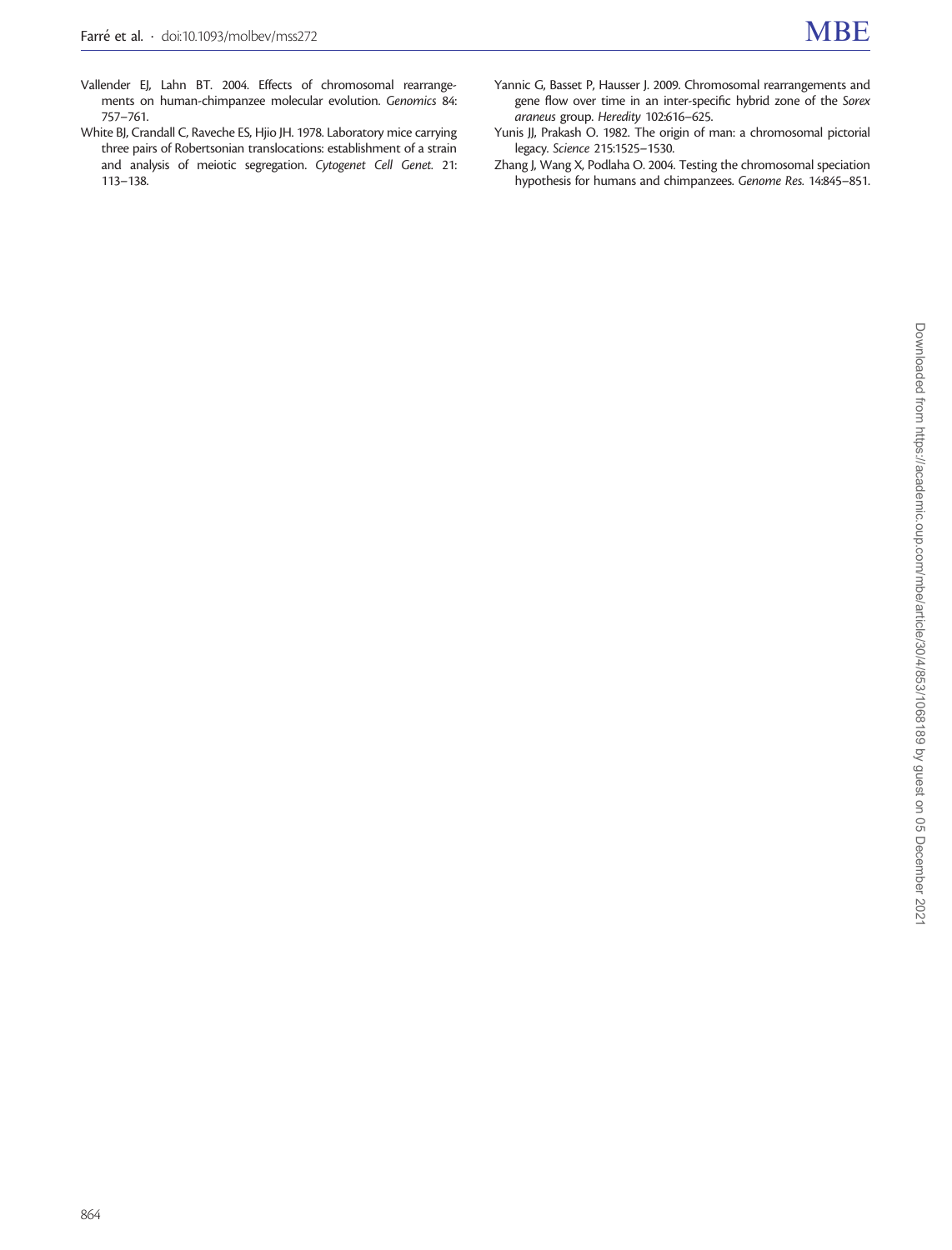Vallender EJ, Lahn BT. 2004. Effects of chromosomal rearrangements on human-chimpanzee molecular evolution. *Genomics* 84: 757–761.

White BJ, Crandall C, Raveche ES, Hjio JH. 1978. Laboratory mice carrying three pairs of Robertsonian translocations: establishment of a strain and analysis of meiotic segregation. *Cytogenet Cell Genet.* 21: 113–138.

Yannic G, Basset P, Hausser J. 2009. Chromosomal rearrangements and gene flow over time in an inter-specific hybrid zone of the *Sorex araneus* group. *Heredity* 102:616–625.

Yunis JJ, Prakash O. 1982. The origin of man: a chromosomal pictorial legacy. *Science* 215:1525–1530.

Zhang J, Wang X, Podlaha O. 2004. Testing the chromosomal speciation hypothesis for humans and chimpanzees. *Genome Res.* 14:845–851.